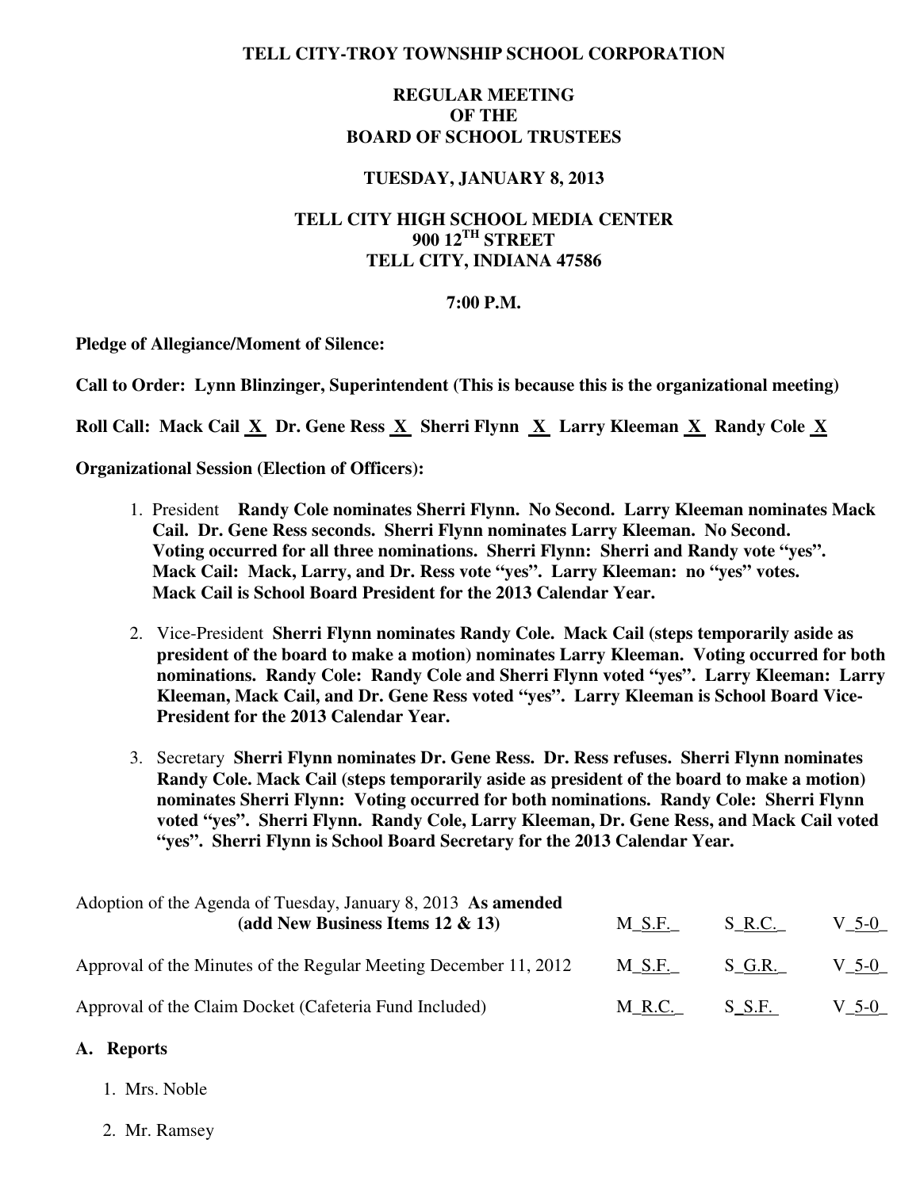# TELL CITY-TROY TOWNSHIP SCHOOL CORPORATION

## REGULAR MEETING OF THE BOARD OF SCHOOL TRUSTEES

### TUESDAY, JANUARY 8, 2013

### TELL CITY HIGH SCHOOL MEDIA CENTER
### 900 12TH STREET
### TELL CITY, INDIANA 47586

### 7:00 P.M.

**Pledge of Allegiance/Moment of Silence:**

**Call to Order: Lynn Blinzinger, Superintendent (This is because this is the organizational meeting)**

**Roll Call: Mack Cail X Dr. Gene Ress X Sherri Flynn X Larry Kleeman X Randy Cole X**

**Organizational Session (Election of Officers):**

1. President **Randy Cole nominates Sherri Flynn. No Second. Larry Kleeman nominates Mack Cail. Dr. Gene Ress seconds. Sherri Flynn nominates Larry Kleeman. No Second. Voting occurred for all three nominations. Sherri Flynn: Sherri and Randy vote "yes". Mack Cail: Mack, Larry, and Dr. Ress vote "yes". Larry Kleeman: no "yes" votes. Mack Cail is School Board President for the 2013 Calendar Year.**

2. Vice-President **Sherri Flynn nominates Randy Cole. Mack Cail (steps temporarily aside as president of the board to make a motion) nominates Larry Kleeman. Voting occurred for both nominations. Randy Cole: Randy Cole and Sherri Flynn voted "yes". Larry Kleeman: Larry Kleeman, Mack Cail, and Dr. Gene Ress voted "yes". Larry Kleeman is School Board Vice-President for the 2013 Calendar Year.**

3. Secretary **Sherri Flynn nominates Dr. Gene Ress. Dr. Ress refuses. Sherri Flynn nominates Randy Cole. Mack Cail (steps temporarily aside as president of the board to make a motion) nominates Sherri Flynn: Voting occurred for both nominations. Randy Cole: Sherri Flynn voted "yes". Sherri Flynn. Randy Cole, Larry Kleeman, Dr. Gene Ress, and Mack Cail voted "yes". Sherri Flynn is School Board Secretary for the 2013 Calendar Year.**

| | | | |
|---|---|---|---|
| Adoption of the Agenda of Tuesday, January 8, 2013 **As amended (add New Business Items 12 & 13)** | M_S.F._ | S_R.C._ | V_5-0_ |
| Approval of the Minutes of the Regular Meeting December 11, 2012 | M_S.F._ | S_G.R._ | V_5-0_ |
| Approval of the Claim Docket (Cafeteria Fund Included) | M_R.C._ | S_S.F._ | V_5-0_ |

## A. Reports

1. Mrs. Noble
2. Mr. Ramsey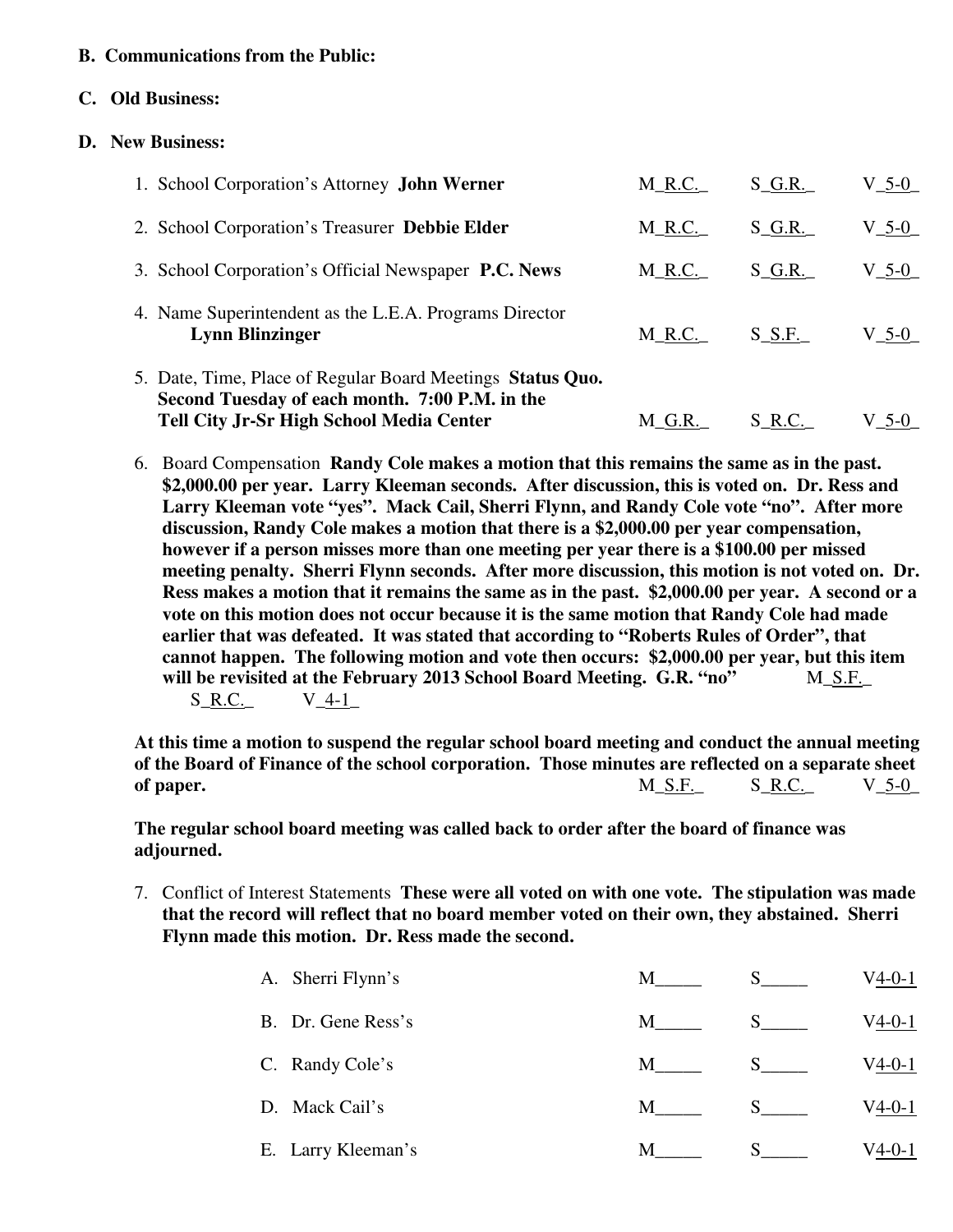**B. Communications from the Public:**

**C. Old Business:**

**D. New Business:**

1. School Corporation's Attorney **John Werner** M_R.C._ S_G.R._ V_5-0_

2. School Corporation's Treasurer **Debbie Elder** M_R.C._ S_G.R._ V_5-0_

3. School Corporation's Official Newspaper **P.C. News** M_R.C._ S_G.R._ V_5-0_

4. Name Superintendent as the L.E.A. Programs Director **Lynn Blinzinger** M_R.C._ S_S.F._ V_5-0_

5. Date, Time, Place of Regular Board Meetings **Status Quo. Second Tuesday of each month. 7:00 P.M. in the Tell City Jr-Sr High School Media Center** M_G.R._ S_R.C._ V_5-0_

6. Board Compensation **Randy Cole makes a motion that this remains the same as in the past. $2,000.00 per year. Larry Kleeman seconds. After discussion, this is voted on. Dr. Ress and Larry Kleeman vote "yes". Mack Cail, Sherri Flynn, and Randy Cole vote "no". After more discussion, Randy Cole makes a motion that there is a $2,000.00 per year compensation, however if a person misses more than one meeting per year there is a $100.00 per missed meeting penalty. Sherri Flynn seconds. After more discussion, this motion is not voted on. Dr. Ress makes a motion that it remains the same as in the past. $2,000.00 per year. A second or a vote on this motion does not occur because it is the same motion that Randy Cole had made earlier that was defeated. It was stated that according to "Roberts Rules of Order", that cannot happen. The following motion and vote then occurs: $2,000.00 per year, but this item will be revisited at the February 2013 School Board Meeting. G.R. "no"** M_S.F._ S_R.C._ V_4-1_

**At this time a motion to suspend the regular school board meeting and conduct the annual meeting of the Board of Finance of the school corporation. Those minutes are reflected on a separate sheet of paper.** M_S.F._ S_R.C._ V_5-0_

**The regular school board meeting was called back to order after the board of finance was adjourned.**

7. Conflict of Interest Statements **These were all voted on with one vote. The stipulation was made that the record will reflect that no board member voted on their own, they abstained. Sherri Flynn made this motion. Dr. Ress made the second.**

   A. Sherri Flynn's M_____ S_____ V4-0-1

   B. Dr. Gene Ress's M_____ S_____ V4-0-1

   C. Randy Cole's M_____ S_____ V4-0-1

   D. Mack Cail's M_____ S_____ V4-0-1

   E. Larry Kleeman's M_____ S_____ V4-0-1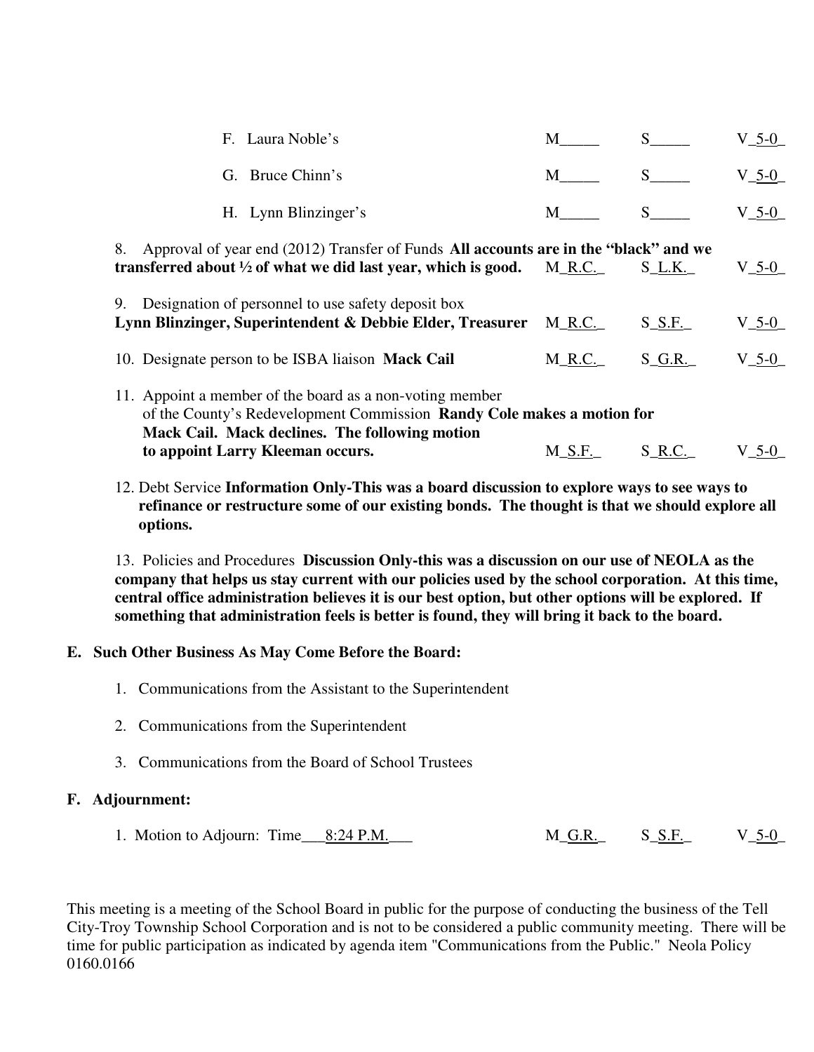F. Laura Noble's M_____ S_____ V_5-0_

G. Bruce Chinn's M_____ S_____ V_5-0_

H. Lynn Blinzinger's M_____ S_____ V_5-0_

8. Approval of year end (2012) Transfer of Funds **All accounts are in the "black" and we transferred about ½ of what we did last year, which is good.** M_R.C._ S_L.K._ V_5-0_

9. Designation of personnel to use safety deposit box
**Lynn Blinzinger, Superintendent & Debbie Elder, Treasurer** M_R.C._ S_S.F._ V_5-0_

10. Designate person to be ISBA liaison **Mack Cail** M_R.C._ S_G.R._ V_5-0_

11. Appoint a member of the board as a non-voting member of the County's Redevelopment Commission **Randy Cole makes a motion for Mack Cail. Mack declines. The following motion to appoint Larry Kleeman occurs.** M_S.F._ S_R.C._ V_5-0_

12. Debt Service **Information Only-This was a board discussion to explore ways to see ways to refinance or restructure some of our existing bonds. The thought is that we should explore all options.**

13. Policies and Procedures **Discussion Only-this was a discussion on our use of NEOLA as the company that helps us stay current with our policies used by the school corporation. At this time, central office administration believes it is our best option, but other options will be explored. If something that administration feels is better is found, they will bring it back to the board.**

## E. Such Other Business As May Come Before the Board:

1. Communications from the Assistant to the Superintendent
2. Communications from the Superintendent
3. Communications from the Board of School Trustees

## F. Adjournment:

1. Motion to Adjourn: Time___8:24 P.M.___ M_G.R._ S_S.F._ V_5-0_

This meeting is a meeting of the School Board in public for the purpose of conducting the business of the Tell City-Troy Township School Corporation and is not to be considered a public community meeting. There will be time for public participation as indicated by agenda item "Communications from the Public." Neola Policy 0160.0166